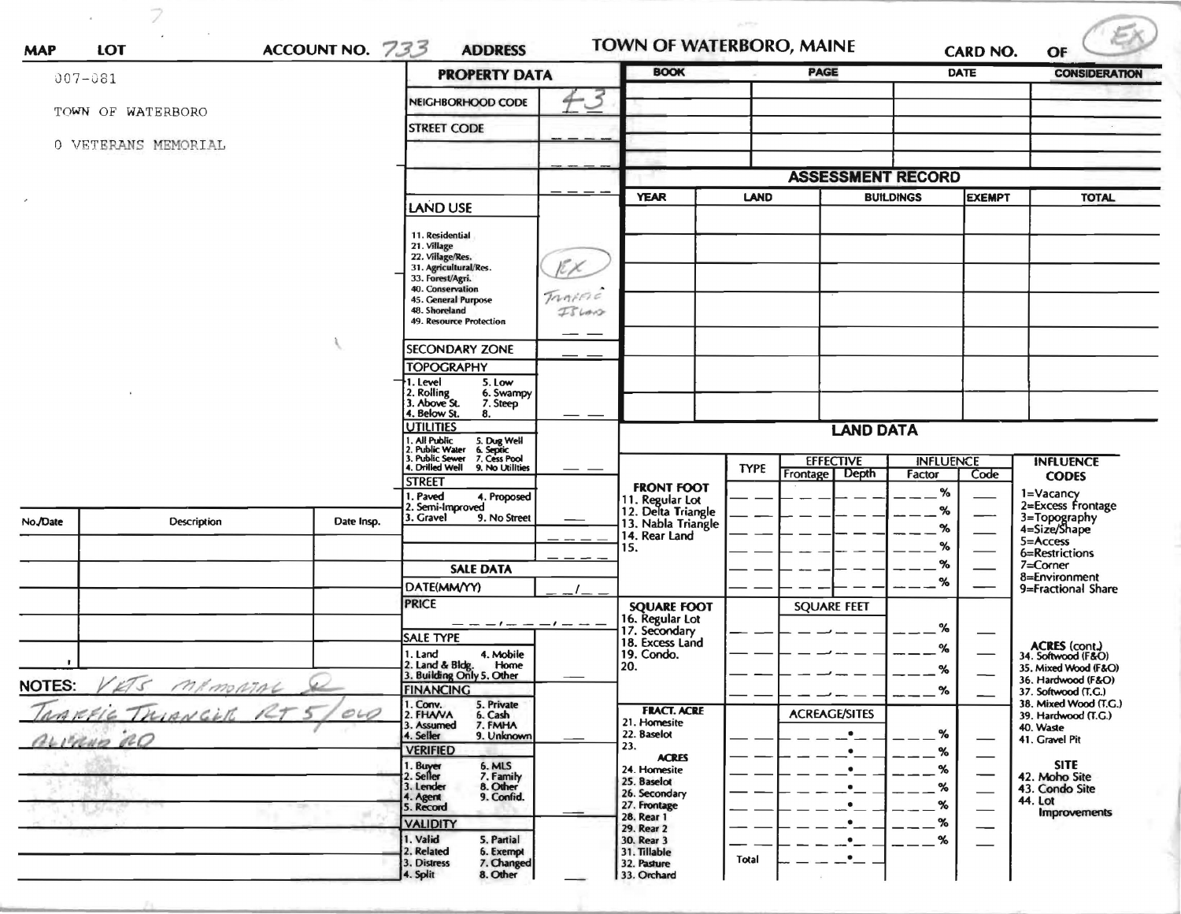MAP | LOT | ACCOUNT NO. 733 | ADDRESS | TOWN OF WATERBORO, MAINE | CARD NO. | OF (EX)

007-081

TOWN OF WATERBORO

0 VETERANS MEMORIAL

## PROPERTY DATA

| | |
|---|---|
| NEIGHBORHOOD CODE | 43 |
| STREET CODE | |
| LAND USE | EX Traffic Island |

**LAND USE**
11. Residential
21. Village
22. Village/Res.
31. Agricultural/Res.
33. Forest/Agri.
40. Conservation
45. General Purpose
48. Shoreland
49. Resource Protection

**SECONDARY ZONE**

**TOPOGRAPHY**
1. Level 5. Low
2. Rolling 6. Swampy
3. Above St. 7. Steep
4. Below St. 8.

**UTILITIES**
1. All Public 5. Dug Well
2. Public Water 6. Septic
3. Public Sewer 7. Cess Pool
4. Drilled Well 9. No Utilities

**STREET**
1. Paved 4. Proposed
2. Semi-Improved
3. Gravel 9. No Street

## SALE DATA

DATE(MM/YY)

PRICE

**SALE TYPE**
1. Land 4. Mobile Home
2. Land & Bldg.
3. Building Only 5. Other

**FINANCING**
1. Conv. 5. Private
2. FHA/VA 6. Cash
3. Assumed 7. FMHA
4. Seller 9. Unknown

**VERIFIED**
1. Buyer 6. MLS
2. Seller 7. Family
3. Lender 8. Other
4. Agent 9. Confid.
5. Record

**VALIDITY**
1. Valid 5. Partial
2. Related 6. Exempt
3. Distress 7. Changed
4. Split 8. Other

| BOOK | PAGE | DATE | CONSIDERATION |
|---|---|---|---|
| | | | |

## ASSESSMENT RECORD

| YEAR | LAND | BUILDINGS | EXEMPT | TOTAL |
|---|---|---|---|---|
| | | | | |

## LAND DATA

| | TYPE | EFFECTIVE Frontage | EFFECTIVE Depth | INFLUENCE Factor | INFLUENCE Code |
|---|---|---|---|---|---|
| **FRONT FOOT** 11. Regular Lot 12. Delta Triangle 13. Nabla Triangle 14. Rear Land 15. | | | | % | |
| **SQUARE FOOT** 16. Regular Lot 17. Secondary 18. Excess Land 19. Condo. 20. | | SQUARE FEET | | % | |
| **FRACT. ACRE** 21. Homesite 22. Baselot 23. **ACRES** 24. Homesite 25. Baselot 26. Secondary 27. Frontage 28. Rear 1 29. Rear 2 30. Rear 3 31. Tillable 32. Pasture 33. Orchard | | ACREAGE/SITES | | % | |
| | Total | | | | |

**INFLUENCE CODES**
1=Vacancy
2=Excess Frontage
3=Topography
4=Size/Shape
5=Access
6=Restrictions
7=Corner
8=Environment
9=Fractional Share

**ACRES (cont.)**
34. Softwood (F&O)
35. Mixed Wood (F&O)
36. Hardwood (F&O)
37. Softwood (T.G.)
38. Mixed Wood (T.G.)
39. Hardwood (T.G.)
40. Waste
41. Gravel Pit

**SITE**
42. Moho Site
43. Condo Site
44. Lot Improvements

| No./Date | Description | Date Insp. |
|---|---|---|
| | | |

NOTES: Vets Memorial & Traffic Triangle Rt 5/Old Alfred Rd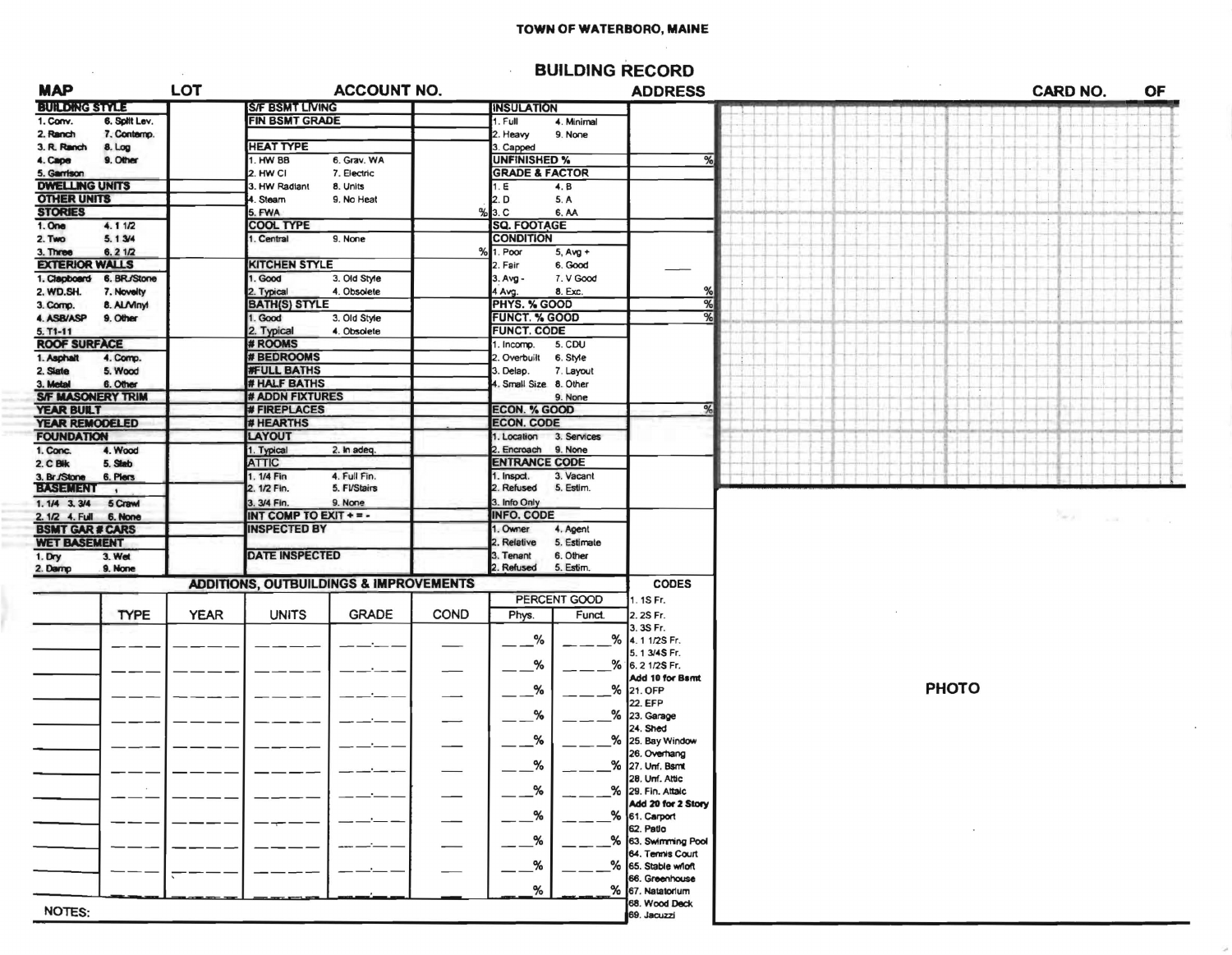TOWN OF WATERBORO, MAINE

# BUILDING RECORD

MAP | LOT | ACCOUNT NO. | ADDRESS | CARD NO. | OF

| | |
|---|---|
| **BUILDING STYLE** | |
| 1. Conv. 6. Split Lev. | |
| 2. Ranch 7. Contemp. | |
| 3. R. Ranch 8. Log | |
| 4. Cape 9. Other | |
| 5. Garrison | |
| **DWELLING UNITS** | |
| **OTHER UNITS** | |
| **STORIES** | |
| 1. One 4. 1 1/2 | |
| 2. Two 5. 1 3/4 | |
| 3. Three 6. 2 1/2 | |
| **EXTERIOR WALLS** | |
| 1. Clapboard 6. BR./Stone | |
| 2. WD.SH. 7. Novelty | |
| 3. Comp. 8. AL/Vinyl | |
| 4. ASB/ASP 9. Other | |
| 5. T1-11 | |
| **ROOF SURFACE** | |
| 1. Asphalt 4. Comp. | |
| 2. Slate 5. Wood | |
| 3. Metal 6. Other | |
| **S/F MASONERY TRIM** | |
| **YEAR BUILT** | |
| **YEAR REMODELED** | |
| **FOUNDATION** | |
| 1. Conc. 4. Wood | |
| 2. C Blk 5. Slab | |
| 3. Br./Stone 6. Piers | |
| **BASEMENT** | |
| 1. 1/4 3. 3/4 5 Crawl | |
| 2. 1/2 4. Full 6. None | |
| **BSMT GAR # CARS** | |
| **WET BASEMENT** | |
| 1. Dry 3. Wet | |
| 2. Damp 9. None | |

| | |
|---|---|
| **S/F BSMT LIVING** | |
| **FIN BSMT GRADE** | |
| **HEAT TYPE** | |
| 1. HW BB 6. Grav. WA | |
| 2. HW CI 7. Electric | |
| 3. HW Radiant 8. Units | |
| 4. Steam 9. No Heat | |
| 5. FWA | % |
| **COOL TYPE** | |
| 1. Central 9. None | % |
| **KITCHEN STYLE** | |
| 1. Good 3. Old Style | |
| 2. Typical 4. Obsolete | |
| **BATH(S) STYLE** | |
| 1. Good 3. Old Style | |
| 2. Typical 4. Obsolete | |
| **# ROOMS** | |
| **# BEDROOMS** | |
| **#FULL BATHS** | |
| **# HALF BATHS** | |
| **# ADDN FIXTURES** | |
| **# FIREPLACES** | |
| **# HEARTHS** | |
| **LAYOUT** | |
| 1. Typical 2. In adeq. | |
| **ATTIC** | |
| 1. 1/4 Fin 4. Full Fin. | |
| 2. 1/2 Fin. 5. Fl/Stairs | |
| 3. 3/4 Fin. 9. None | |
| **INT COMP TO EXIT + = -** | |
| **INSPECTED BY** | |
| **DATE INSPECTED** | |

| | |
|---|---|
| **INSULATION** | |
| 1. Full 4. Minimal | |
| 2. Heavy 9. None | |
| 3. Capped | |
| **UNFINISHED %** | % |
| **GRADE & FACTOR** | |
| 1. E 4. B | |
| 2. D 5. A | |
| 3. C 6. AA | |
| **SQ. FOOTAGE** | |
| **CONDITION** | |
| 1. Poor 5, Avg + | |
| 2. Fair 6. Good | |
| 3. Avg - 7. V Good | |
| 4 Avg. 8. Exc. | % |
| **PHYS. % GOOD** | % |
| **FUNCT. % GOOD** | % |
| **FUNCT. CODE** | |
| 1. Incomp. 5. CDU | |
| 2. Overbuilt 6. Style | |
| 3. Delap. 7. Layout | |
| 4. Small Size 8. Other | |
| 9. None | |
| **ECON. % GOOD** | % |
| **ECON. CODE** | |
| 1. Location 3. Services | |
| 2. Encroach 9. None | |
| **ENTRANCE CODE** | |
| 1. Inspct. 3. Vacant | |
| 2. Refused 5. Estim. | |
| 3. Info Only | |
| **INFO. CODE** | |
| 1. Owner 4. Agent | |
| 2. Relative 5. Estimate | |
| 3. Tenant 6. Other | |
| 2. Refused 5. Estim. | |

## ADDITIONS, OUTBUILDINGS & IMPROVEMENTS

| | TYPE | YEAR | UNITS | GRADE | COND | PERCENT GOOD Phys. | Funct. |
|---|---|---|---|---|---|---|---|
| | | | | . | | % | % |
| | | | | . | | % | % |
| | | | | . | | % | % |
| | | | | . | | % | % |
| | | | | . | | % | % |
| | | | | . | | % | % |
| | | | | . | | % | % |
| | | | | . | | % | % |
| | | | | . | | % | % |
| | | | | . | | % | % |
| | | | | . | | % | % |

NOTES:

**CODES**

1. 1S Fr.
2. 2S Fr.
3. 3S Fr.
4. 1 1/2S Fr.
5. 1 3/4S Fr.
6. 2 1/2S Fr.

Add 10 for Bsmt

21. OFP
22. EFP
23. Garage
24. Shed
25. Bay Window
26. Overhang
27. Unf. Bsmt
28. Unf. Attic
29. Fin. Attaic

Add 20 for 2 Story

61. Carport
62. Patio
63. Swimming Pool
64. Tennis Court
65. Stable w/loft
66. Greenhouse
67. Natatorium
68. Wood Deck
69. Jacuzzi

PHOTO